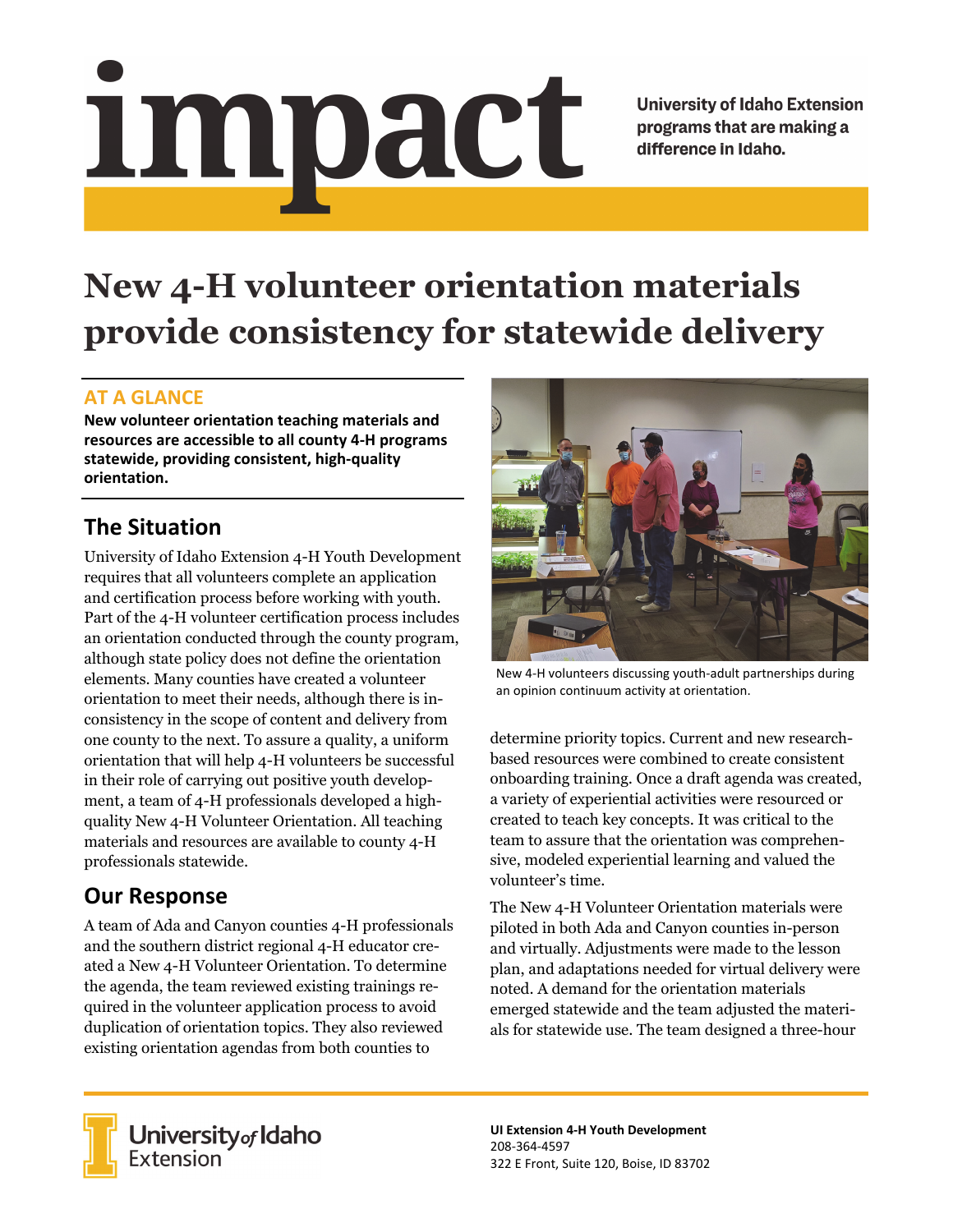# impact

**University of Idaho Extension programs that are making a difference in Idaho.**

# New 4-H volunteer orientation materials provide consistency for statewide delivery

### AT A GLANCE

**New volunteer orientation teaching materials and resources are accessible to all county 4-H programs statewide, providing consistent, high-quality orientation.**

## The Situation

University of Idaho Extension 4-H Youth Development requires that all volunteers complete an application and certification process before working with youth. Part of the 4-H volunteer certification process includes an orientation conducted through the county program, although state policy does not define the orientation elements. Many counties have created a volunteer orientation to meet their needs, although there is inconsistency in the scope of content and delivery from one county to the next. To assure a quality, a uniform orientation that will help 4-H volunteers be successful in their role of carrying out positive youth development, a team of 4-H professionals developed a high-quality New 4-H Volunteer Orientation. All teaching materials and resources are available to county 4-H professionals statewide.

## Our Response

A team of Ada and Canyon counties 4-H professionals and the southern district regional 4-H educator created a New 4-H Volunteer Orientation. To determine the agenda, the team reviewed existing trainings required in the volunteer application process to avoid duplication of orientation topics. They also reviewed existing orientation agendas from both counties to determine priority topics. Current and new research-based resources were combined to create consistent onboarding training. Once a draft agenda was created, a variety of experiential activities were resourced or created to teach key concepts. It was critical to the team to assure that the orientation was comprehensive, modeled experiential learning and valued the volunteer's time.

New 4-H volunteers discussing youth-adult partnerships during an opinion continuum activity at orientation.

The New 4-H Volunteer Orientation materials were piloted in both Ada and Canyon counties in-person and virtually. Adjustments were made to the lesson plan, and adaptations needed for virtual delivery were noted. A demand for the orientation materials emerged statewide and the team adjusted the materials for statewide use. The team designed a three-hour

University of Idaho Extension

**UI Extension 4-H Youth Development**
208-364-4597
322 E Front, Suite 120, Boise, ID 83702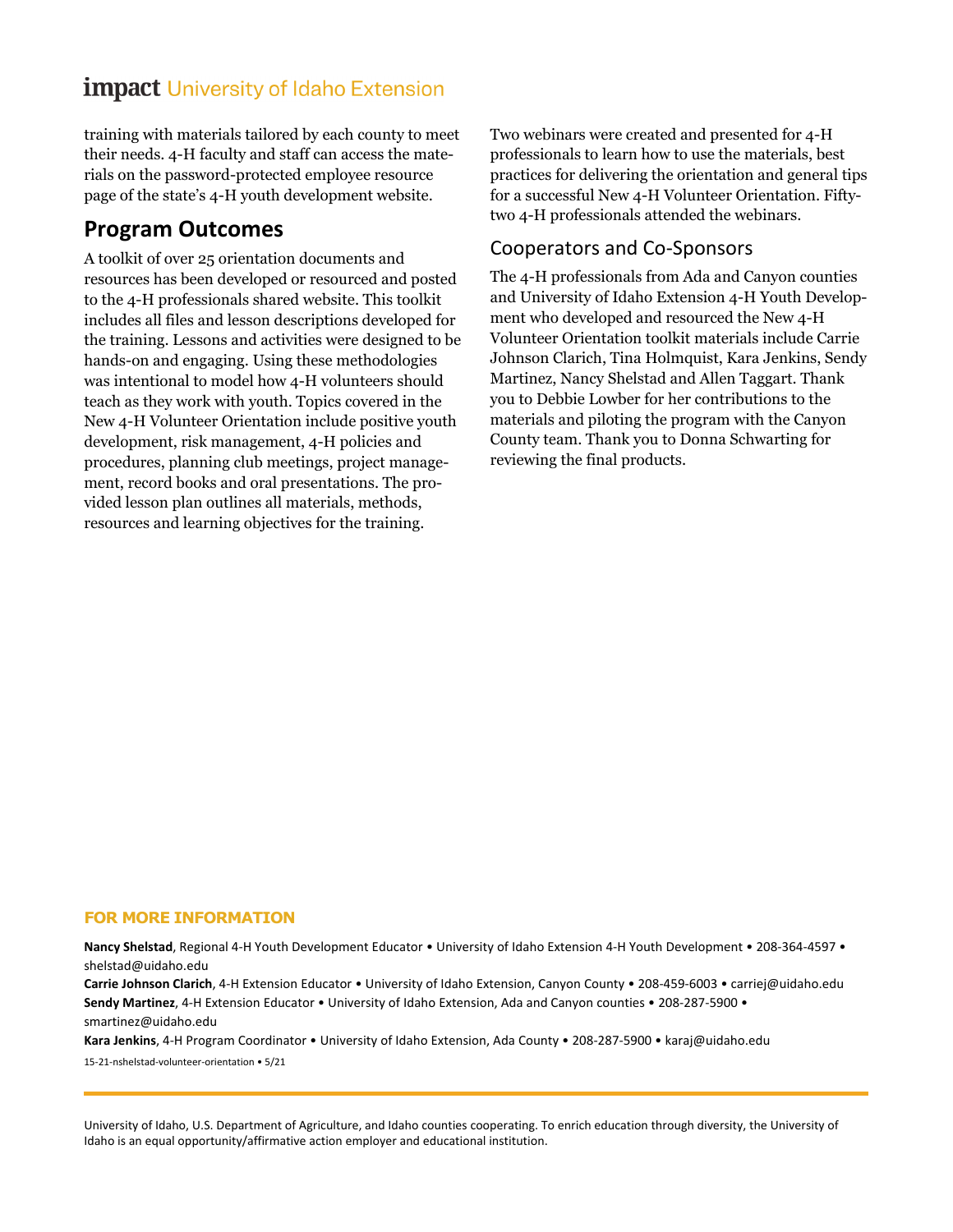training with materials tailored by each county to meet their needs. 4-H faculty and staff can access the materials on the password-protected employee resource page of the state's 4-H youth development website.

## Program Outcomes

A toolkit of over 25 orientation documents and resources has been developed or resourced and posted to the 4-H professionals shared website. This toolkit includes all files and lesson descriptions developed for the training. Lessons and activities were designed to be hands-on and engaging. Using these methodologies was intentional to model how 4-H volunteers should teach as they work with youth. Topics covered in the New 4-H Volunteer Orientation include positive youth development, risk management, 4-H policies and procedures, planning club meetings, project management, record books and oral presentations. The provided lesson plan outlines all materials, methods, resources and learning objectives for the training.

Two webinars were created and presented for 4-H professionals to learn how to use the materials, best practices for delivering the orientation and general tips for a successful New 4-H Volunteer Orientation. Fifty-two 4-H professionals attended the webinars.

### Cooperators and Co-Sponsors

The 4-H professionals from Ada and Canyon counties and University of Idaho Extension 4-H Youth Development who developed and resourced the New 4-H Volunteer Orientation toolkit materials include Carrie Johnson Clarich, Tina Holmquist, Kara Jenkins, Sendy Martinez, Nancy Shelstad and Allen Taggart. Thank you to Debbie Lowber for her contributions to the materials and piloting the program with the Canyon County team. Thank you to Donna Schwarting for reviewing the final products.

**FOR MORE INFORMATION**

**Nancy Shelstad**, Regional 4-H Youth Development Educator • University of Idaho Extension 4-H Youth Development • 208-364-4597 • shelstad@uidaho.edu

**Carrie Johnson Clarich**, 4-H Extension Educator • University of Idaho Extension, Canyon County • 208-459-6003 • carriej@uidaho.edu

**Sendy Martinez**, 4-H Extension Educator • University of Idaho Extension, Ada and Canyon counties • 208-287-5900 • smartinez@uidaho.edu

**Kara Jenkins**, 4-H Program Coordinator • University of Idaho Extension, Ada County • 208-287-5900 • karaj@uidaho.edu

15-21-nshelstad-volunteer-orientation • 5/21

University of Idaho, U.S. Department of Agriculture, and Idaho counties cooperating. To enrich education through diversity, the University of Idaho is an equal opportunity/affirmative action employer and educational institution.